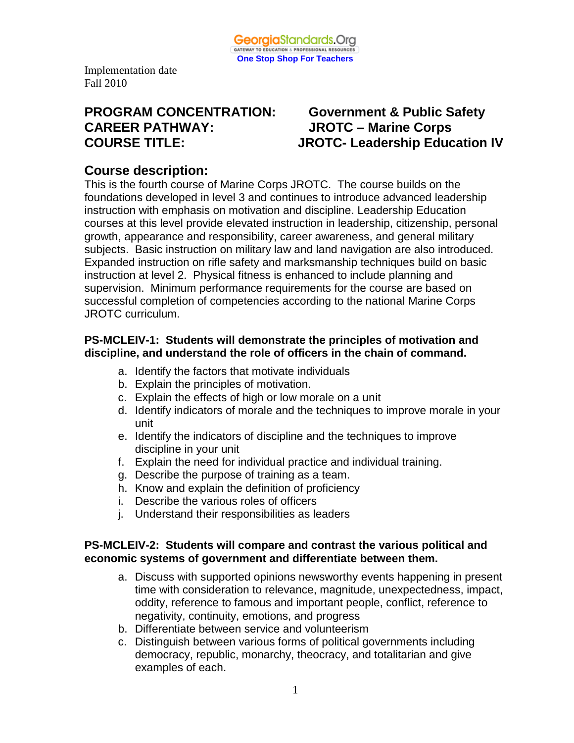GeorgiaStandards.Org
GATEWAY TO EDUCATION & PROFESSIONAL RESOURCES
One Stop Shop For Teachers

Implementation date
Fall 2010

**PROGRAM CONCENTRATION:** **Government & Public Safety**
**CAREER PATHWAY:** **JROTC – Marine Corps**
**COURSE TITLE:** **JROTC- Leadership Education IV**

## Course description:

This is the fourth course of Marine Corps JROTC. The course builds on the foundations developed in level 3 and continues to introduce advanced leadership instruction with emphasis on motivation and discipline. Leadership Education courses at this level provide elevated instruction in leadership, citizenship, personal growth, appearance and responsibility, career awareness, and general military subjects. Basic instruction on military law and land navigation are also introduced. Expanded instruction on rifle safety and marksmanship techniques build on basic instruction at level 2. Physical fitness is enhanced to include planning and supervision. Minimum performance requirements for the course are based on successful completion of competencies according to the national Marine Corps JROTC curriculum.

**PS-MCLEIV-1: Students will demonstrate the principles of motivation and discipline, and understand the role of officers in the chain of command.**

a. Identify the factors that motivate individuals
b. Explain the principles of motivation.
c. Explain the effects of high or low morale on a unit
d. Identify indicators of morale and the techniques to improve morale in your unit
e. Identify the indicators of discipline and the techniques to improve discipline in your unit
f. Explain the need for individual practice and individual training.
g. Describe the purpose of training as a team.
h. Know and explain the definition of proficiency
i. Describe the various roles of officers
j. Understand their responsibilities as leaders

**PS-MCLEIV-2: Students will compare and contrast the various political and economic systems of government and differentiate between them.**

a. Discuss with supported opinions newsworthy events happening in present time with consideration to relevance, magnitude, unexpectedness, impact, oddity, reference to famous and important people, conflict, reference to negativity, continuity, emotions, and progress
b. Differentiate between service and volunteerism
c. Distinguish between various forms of political governments including democracy, republic, monarchy, theocracy, and totalitarian and give examples of each.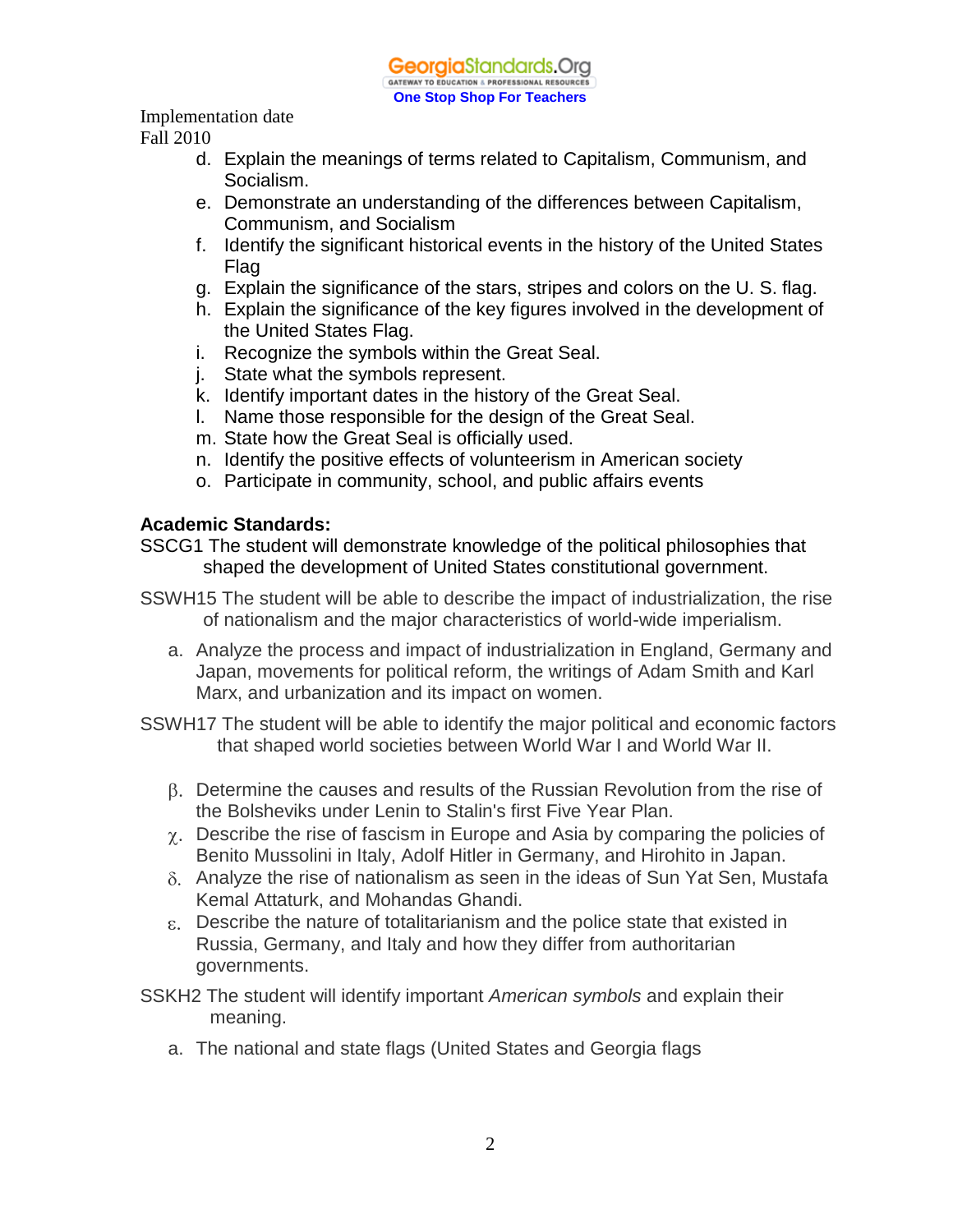Implementation date
Fall 2010

d. Explain the meanings of terms related to Capitalism, Communism, and Socialism.
e. Demonstrate an understanding of the differences between Capitalism, Communism, and Socialism
f. Identify the significant historical events in the history of the United States Flag
g. Explain the significance of the stars, stripes and colors on the U. S. flag.
h. Explain the significance of the key figures involved in the development of the United States Flag.
i. Recognize the symbols within the Great Seal.
j. State what the symbols represent.
k. Identify important dates in the history of the Great Seal.
l. Name those responsible for the design of the Great Seal.
m. State how the Great Seal is officially used.
n. Identify the positive effects of volunteerism in American society
o. Participate in community, school, and public affairs events

**Academic Standards:**

SSCG1 The student will demonstrate knowledge of the political philosophies that shaped the development of United States constitutional government.

SSWH15 The student will be able to describe the impact of industrialization, the rise of nationalism and the major characteristics of world-wide imperialism.

a. Analyze the process and impact of industrialization in England, Germany and Japan, movements for political reform, the writings of Adam Smith and Karl Marx, and urbanization and its impact on women.

SSWH17 The student will be able to identify the major political and economic factors that shaped world societies between World War I and World War II.

β. Determine the causes and results of the Russian Revolution from the rise of the Bolsheviks under Lenin to Stalin's first Five Year Plan.
χ. Describe the rise of fascism in Europe and Asia by comparing the policies of Benito Mussolini in Italy, Adolf Hitler in Germany, and Hirohito in Japan.
δ. Analyze the rise of nationalism as seen in the ideas of Sun Yat Sen, Mustafa Kemal Attaturk, and Mohandas Ghandi.
ε. Describe the nature of totalitarianism and the police state that existed in Russia, Germany, and Italy and how they differ from authoritarian governments.

SSKH2 The student will identify important *American symbols* and explain their meaning.

a. The national and state flags (United States and Georgia flags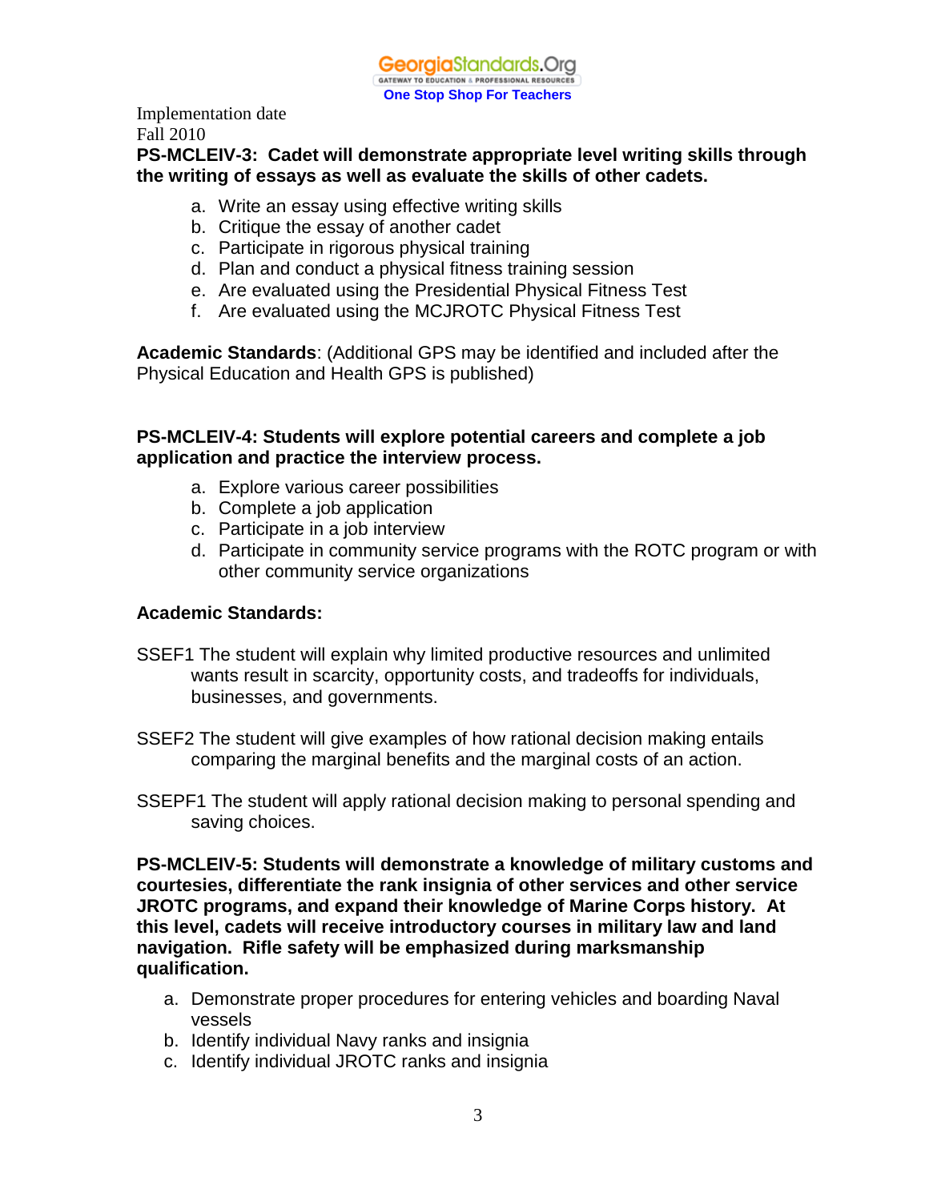Implementation date
Fall 2010

**PS-MCLEIV-3: Cadet will demonstrate appropriate level writing skills through the writing of essays as well as evaluate the skills of other cadets.**

a. Write an essay using effective writing skills
b. Critique the essay of another cadet
c. Participate in rigorous physical training
d. Plan and conduct a physical fitness training session
e. Are evaluated using the Presidential Physical Fitness Test
f. Are evaluated using the MCJROTC Physical Fitness Test

**Academic Standards**: (Additional GPS may be identified and included after the Physical Education and Health GPS is published)

**PS-MCLEIV-4: Students will explore potential careers and complete a job application and practice the interview process.**

a. Explore various career possibilities
b. Complete a job application
c. Participate in a job interview
d. Participate in community service programs with the ROTC program or with other community service organizations

**Academic Standards:**

SSEF1 The student will explain why limited productive resources and unlimited wants result in scarcity, opportunity costs, and tradeoffs for individuals, businesses, and governments.

SSEF2 The student will give examples of how rational decision making entails comparing the marginal benefits and the marginal costs of an action.

SSEPF1 The student will apply rational decision making to personal spending and saving choices.

**PS-MCLEIV-5: Students will demonstrate a knowledge of military customs and courtesies, differentiate the rank insignia of other services and other service JROTC programs, and expand their knowledge of Marine Corps history. At this level, cadets will receive introductory courses in military law and land navigation. Rifle safety will be emphasized during marksmanship qualification.**

a. Demonstrate proper procedures for entering vehicles and boarding Naval vessels
b. Identify individual Navy ranks and insignia
c. Identify individual JROTC ranks and insignia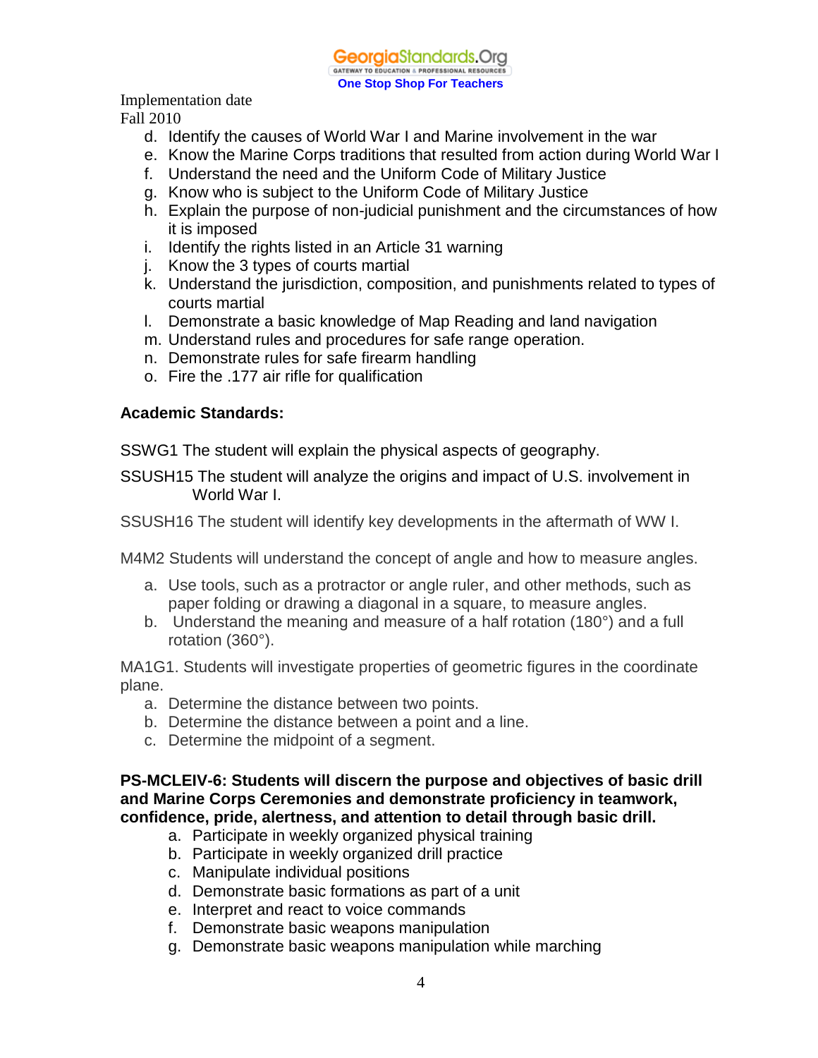Implementation date
Fall 2010

d. Identify the causes of World War I and Marine involvement in the war
e. Know the Marine Corps traditions that resulted from action during World War I
f. Understand the need and the Uniform Code of Military Justice
g. Know who is subject to the Uniform Code of Military Justice
h. Explain the purpose of non-judicial punishment and the circumstances of how it is imposed
i. Identify the rights listed in an Article 31 warning
j. Know the 3 types of courts martial
k. Understand the jurisdiction, composition, and punishments related to types of courts martial
l. Demonstrate a basic knowledge of Map Reading and land navigation
m. Understand rules and procedures for safe range operation.
n. Demonstrate rules for safe firearm handling
o. Fire the .177 air rifle for qualification

**Academic Standards:**

SSWG1 The student will explain the physical aspects of geography.

SSUSH15 The student will analyze the origins and impact of U.S. involvement in World War I.

SSUSH16 The student will identify key developments in the aftermath of WW I.

M4M2 Students will understand the concept of angle and how to measure angles.

a. Use tools, such as a protractor or angle ruler, and other methods, such as paper folding or drawing a diagonal in a square, to measure angles.
b. Understand the meaning and measure of a half rotation (180°) and a full rotation (360°).

MA1G1. Students will investigate properties of geometric figures in the coordinate plane.

a. Determine the distance between two points.
b. Determine the distance between a point and a line.
c. Determine the midpoint of a segment.

**PS-MCLEIV-6: Students will discern the purpose and objectives of basic drill and Marine Corps Ceremonies and demonstrate proficiency in teamwork, confidence, pride, alertness, and attention to detail through basic drill.**

a. Participate in weekly organized physical training
b. Participate in weekly organized drill practice
c. Manipulate individual positions
d. Demonstrate basic formations as part of a unit
e. Interpret and react to voice commands
f. Demonstrate basic weapons manipulation
g. Demonstrate basic weapons manipulation while marching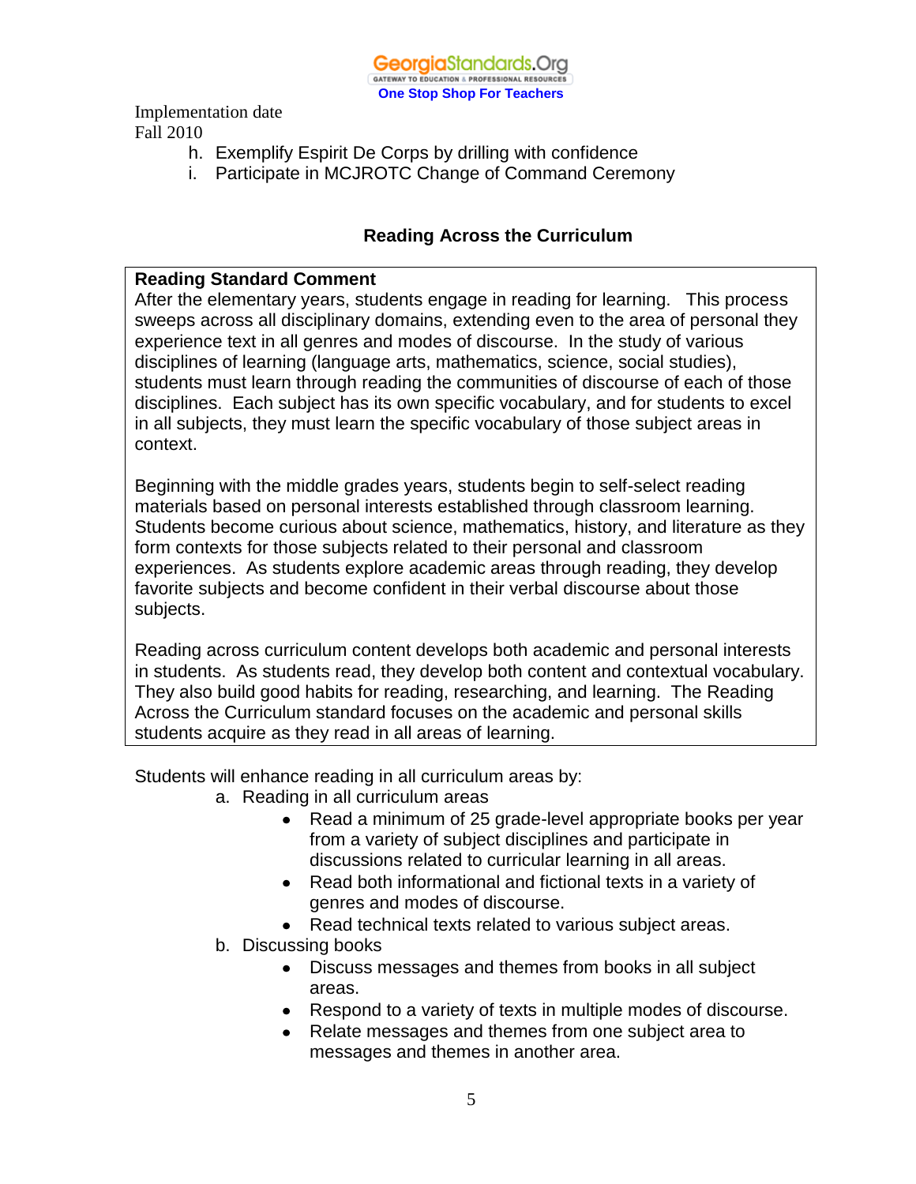Implementation date
Fall 2010

h. Exemplify Espirit De Corps by drilling with confidence
i. Participate in MCJROTC Change of Command Ceremony

## Reading Across the Curriculum

**Reading Standard Comment**
After the elementary years, students engage in reading for learning. This process sweeps across all disciplinary domains, extending even to the area of personal they experience text in all genres and modes of discourse. In the study of various disciplines of learning (language arts, mathematics, science, social studies), students must learn through reading the communities of discourse of each of those disciplines. Each subject has its own specific vocabulary, and for students to excel in all subjects, they must learn the specific vocabulary of those subject areas in context.

Beginning with the middle grades years, students begin to self-select reading materials based on personal interests established through classroom learning. Students become curious about science, mathematics, history, and literature as they form contexts for those subjects related to their personal and classroom experiences. As students explore academic areas through reading, they develop favorite subjects and become confident in their verbal discourse about those subjects.

Reading across curriculum content develops both academic and personal interests in students. As students read, they develop both content and contextual vocabulary. They also build good habits for reading, researching, and learning. The Reading Across the Curriculum standard focuses on the academic and personal skills students acquire as they read in all areas of learning.

Students will enhance reading in all curriculum areas by:

a. Reading in all curriculum areas
   - Read a minimum of 25 grade-level appropriate books per year from a variety of subject disciplines and participate in discussions related to curricular learning in all areas.
   - Read both informational and fictional texts in a variety of genres and modes of discourse.
   - Read technical texts related to various subject areas.

b. Discussing books
   - Discuss messages and themes from books in all subject areas.
   - Respond to a variety of texts in multiple modes of discourse.
   - Relate messages and themes from one subject area to messages and themes in another area.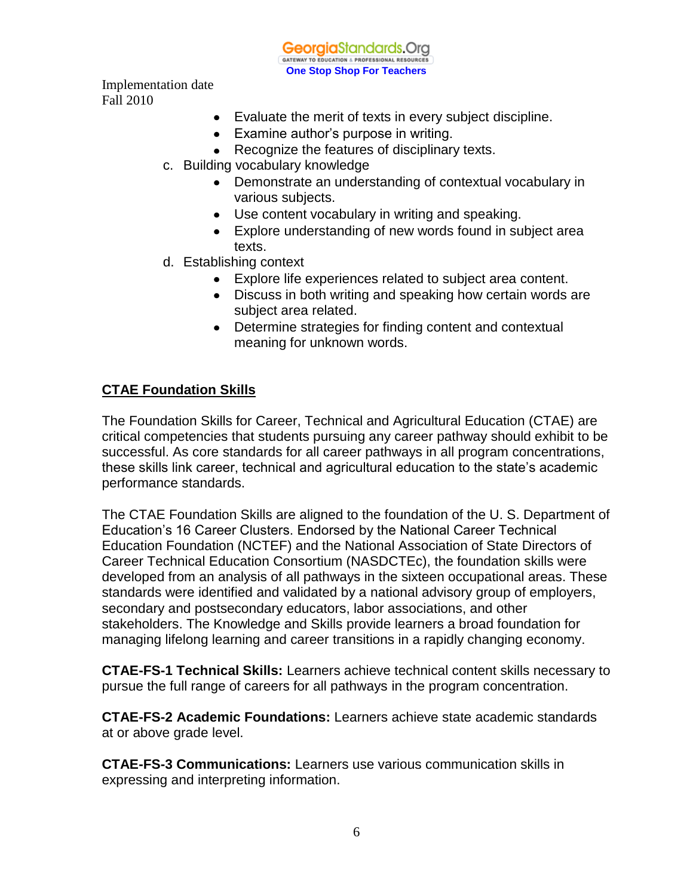Implementation date
Fall 2010

- Evaluate the merit of texts in every subject discipline.
- Examine author's purpose in writing.
- Recognize the features of disciplinary texts.

c. Building vocabulary knowledge
- Demonstrate an understanding of contextual vocabulary in various subjects.
- Use content vocabulary in writing and speaking.
- Explore understanding of new words found in subject area texts.

d. Establishing context
- Explore life experiences related to subject area content.
- Discuss in both writing and speaking how certain words are subject area related.
- Determine strategies for finding content and contextual meaning for unknown words.

## CTAE Foundation Skills

The Foundation Skills for Career, Technical and Agricultural Education (CTAE) are critical competencies that students pursuing any career pathway should exhibit to be successful. As core standards for all career pathways in all program concentrations, these skills link career, technical and agricultural education to the state's academic performance standards.

The CTAE Foundation Skills are aligned to the foundation of the U. S. Department of Education's 16 Career Clusters. Endorsed by the National Career Technical Education Foundation (NCTEF) and the National Association of State Directors of Career Technical Education Consortium (NASDCTEc), the foundation skills were developed from an analysis of all pathways in the sixteen occupational areas. These standards were identified and validated by a national advisory group of employers, secondary and postsecondary educators, labor associations, and other stakeholders. The Knowledge and Skills provide learners a broad foundation for managing lifelong learning and career transitions in a rapidly changing economy.

**CTAE-FS-1 Technical Skills:** Learners achieve technical content skills necessary to pursue the full range of careers for all pathways in the program concentration.

**CTAE-FS-2 Academic Foundations:** Learners achieve state academic standards at or above grade level.

**CTAE-FS-3 Communications:** Learners use various communication skills in expressing and interpreting information.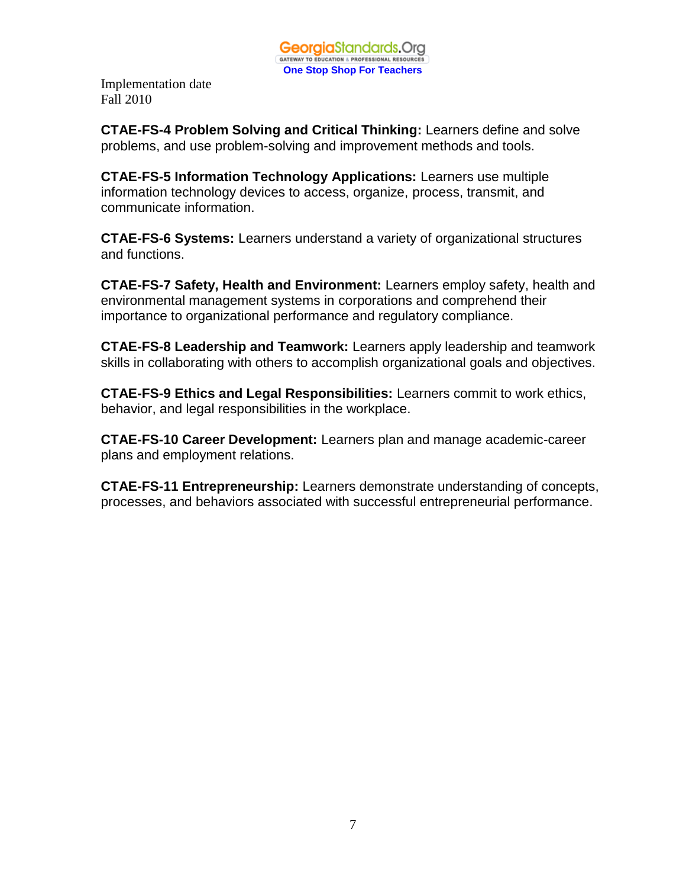Implementation date
Fall 2010

**CTAE-FS-4 Problem Solving and Critical Thinking:** Learners define and solve problems, and use problem-solving and improvement methods and tools.

**CTAE-FS-5 Information Technology Applications:** Learners use multiple information technology devices to access, organize, process, transmit, and communicate information.

**CTAE-FS-6 Systems:** Learners understand a variety of organizational structures and functions.

**CTAE-FS-7 Safety, Health and Environment:** Learners employ safety, health and environmental management systems in corporations and comprehend their importance to organizational performance and regulatory compliance.

**CTAE-FS-8 Leadership and Teamwork:** Learners apply leadership and teamwork skills in collaborating with others to accomplish organizational goals and objectives.

**CTAE-FS-9 Ethics and Legal Responsibilities:** Learners commit to work ethics, behavior, and legal responsibilities in the workplace.

**CTAE-FS-10 Career Development:** Learners plan and manage academic-career plans and employment relations.

**CTAE-FS-11 Entrepreneurship:** Learners demonstrate understanding of concepts, processes, and behaviors associated with successful entrepreneurial performance.